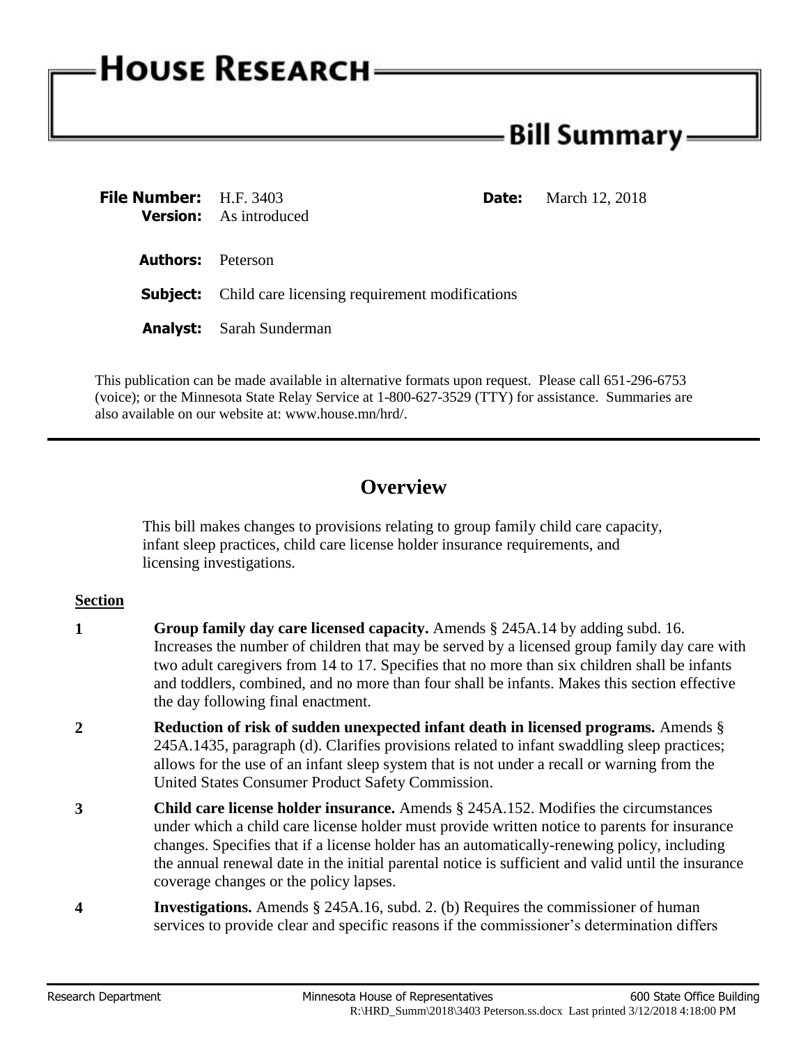# House Research

## Bill Summary

**File Number:** H.F. 3403 **Date:** March 12, 2018
**Version:** As introduced

**Authors:** Peterson

**Subject:** Child care licensing requirement modifications

**Analyst:** Sarah Sunderman

This publication can be made available in alternative formats upon request. Please call 651-296-6753 (voice); or the Minnesota State Relay Service at 1-800-627-3529 (TTY) for assistance. Summaries are also available on our website at: www.house.mn/hrd/.

---

## Overview

This bill makes changes to provisions relating to group family child care capacity, infant sleep practices, child care license holder insurance requirements, and licensing investigations.

**Section**

**1** **Group family day care licensed capacity.** Amends § 245A.14 by adding subd. 16. Increases the number of children that may be served by a licensed group family day care with two adult caregivers from 14 to 17. Specifies that no more than six children shall be infants and toddlers, combined, and no more than four shall be infants. Makes this section effective the day following final enactment.

**2** **Reduction of risk of sudden unexpected infant death in licensed programs.** Amends § 245A.1435, paragraph (d). Clarifies provisions related to infant swaddling sleep practices; allows for the use of an infant sleep system that is not under a recall or warning from the United States Consumer Product Safety Commission.

**3** **Child care license holder insurance.** Amends § 245A.152. Modifies the circumstances under which a child care license holder must provide written notice to parents for insurance changes. Specifies that if a license holder has an automatically-renewing policy, including the annual renewal date in the initial parental notice is sufficient and valid until the insurance coverage changes or the policy lapses.

**4** **Investigations.** Amends § 245A.16, subd. 2. (b) Requires the commissioner of human services to provide clear and specific reasons if the commissioner's determination differs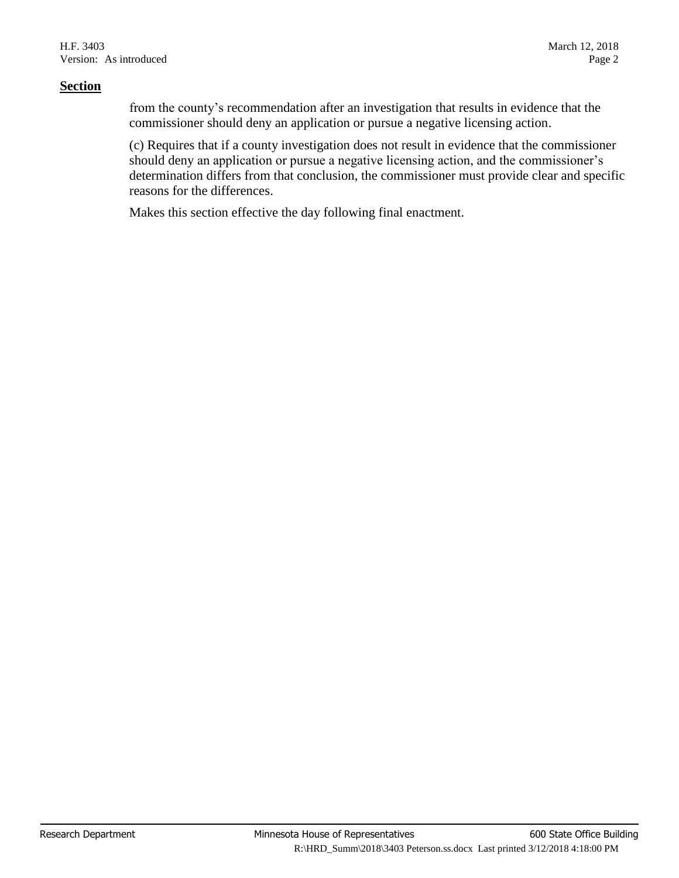**Section**

from the county's recommendation after an investigation that results in evidence that the commissioner should deny an application or pursue a negative licensing action.

(c) Requires that if a county investigation does not result in evidence that the commissioner should deny an application or pursue a negative licensing action, and the commissioner's determination differs from that conclusion, the commissioner must provide clear and specific reasons for the differences.

Makes this section effective the day following final enactment.